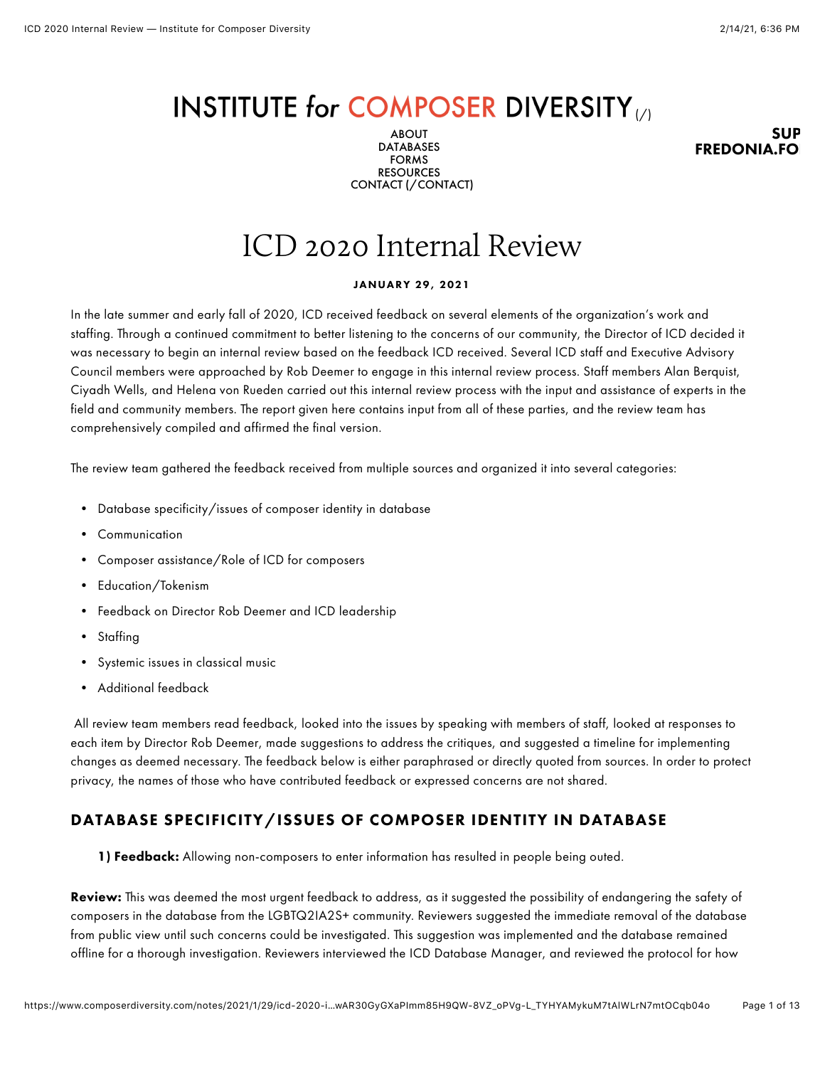# INSTITUTE *for* COMPOSER DIVERSITY

ABOUT
DATABASES
FORMS
RESOURCES
CONTACT (/CONTACT)

# ICD 2020 Internal Review

**JANUARY 29, 2021**

In the late summer and early fall of 2020, ICD received feedback on several elements of the organization's work and staffing. Through a continued commitment to better listening to the concerns of our community, the Director of ICD decided it was necessary to begin an internal review based on the feedback ICD received. Several ICD staff and Executive Advisory Council members were approached by Rob Deemer to engage in this internal review process. Staff members Alan Berquist, Ciyadh Wells, and Helena von Rueden carried out this internal review process with the input and assistance of experts in the field and community members. The report given here contains input from all of these parties, and the review team has comprehensively compiled and affirmed the final version.

The review team gathered the feedback received from multiple sources and organized it into several categories:

- Database specificity/issues of composer identity in database
- Communication
- Composer assistance/Role of ICD for composers
- Education/Tokenism
- Feedback on Director Rob Deemer and ICD leadership
- Staffing
- Systemic issues in classical music
- Additional feedback

All review team members read feedback, looked into the issues by speaking with members of staff, looked at responses to each item by Director Rob Deemer, made suggestions to address the critiques, and suggested a timeline for implementing changes as deemed necessary. The feedback below is either paraphrased or directly quoted from sources. In order to protect privacy, the names of those who have contributed feedback or expressed concerns are not shared.

## DATABASE SPECIFICITY/ISSUES OF COMPOSER IDENTITY IN DATABASE

**1) Feedback:** Allowing non-composers to enter information has resulted in people being outed.

**Review:** This was deemed the most urgent feedback to address, as it suggested the possibility of endangering the safety of composers in the database from the LGBTQ2IA2S+ community. Reviewers suggested the immediate removal of the database from public view until such concerns could be investigated. This suggestion was implemented and the database remained offline for a thorough investigation. Reviewers interviewed the ICD Database Manager, and reviewed the protocol for how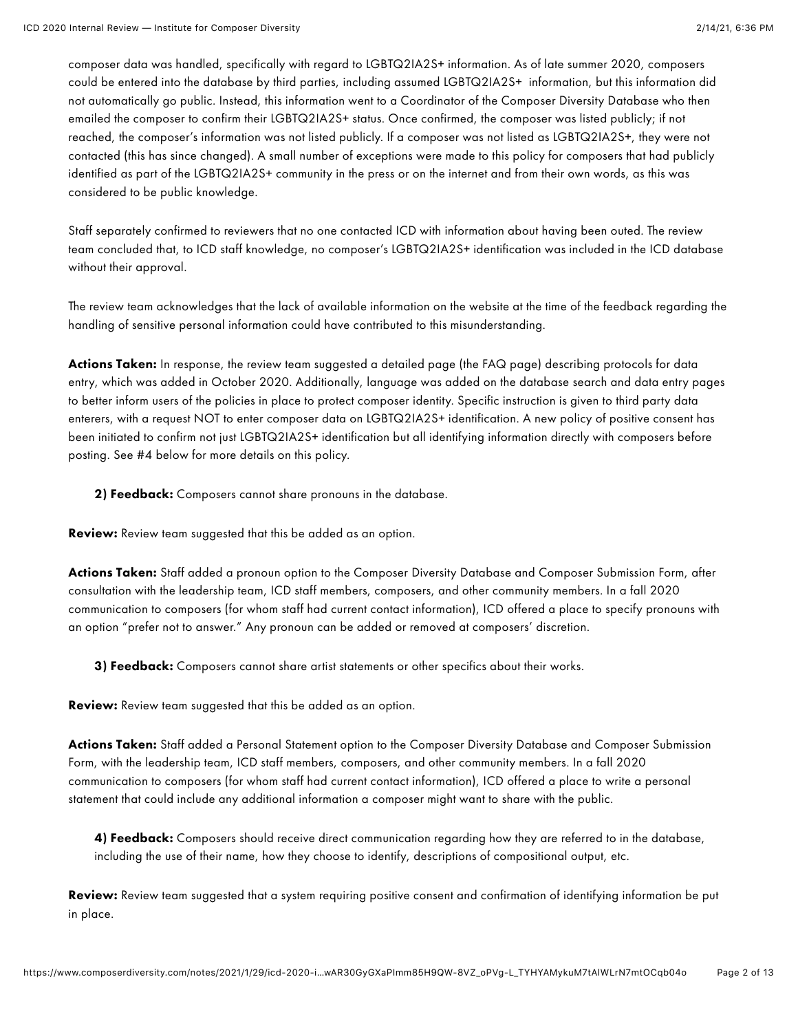composer data was handled, specifically with regard to LGBTQ2IA2S+ information. As of late summer 2020, composers could be entered into the database by third parties, including assumed LGBTQ2IA2S+ information, but this information did not automatically go public. Instead, this information went to a Coordinator of the Composer Diversity Database who then emailed the composer to confirm their LGBTQ2IA2S+ status. Once confirmed, the composer was listed publicly; if not reached, the composer's information was not listed publicly. If a composer was not listed as LGBTQ2IA2S+, they were not contacted (this has since changed). A small number of exceptions were made to this policy for composers that had publicly identified as part of the LGBTQ2IA2S+ community in the press or on the internet and from their own words, as this was considered to be public knowledge.

Staff separately confirmed to reviewers that no one contacted ICD with information about having been outed. The review team concluded that, to ICD staff knowledge, no composer's LGBTQ2IA2S+ identification was included in the ICD database without their approval.

The review team acknowledges that the lack of available information on the website at the time of the feedback regarding the handling of sensitive personal information could have contributed to this misunderstanding.

**Actions Taken:** In response, the review team suggested a detailed page (the FAQ page) describing protocols for data entry, which was added in October 2020. Additionally, language was added on the database search and data entry pages to better inform users of the policies in place to protect composer identity. Specific instruction is given to third party data enterers, with a request NOT to enter composer data on LGBTQ2IA2S+ identification. A new policy of positive consent has been initiated to confirm not just LGBTQ2IA2S+ identification but all identifying information directly with composers before posting. See #4 below for more details on this policy.

**2) Feedback:** Composers cannot share pronouns in the database.

**Review:** Review team suggested that this be added as an option.

**Actions Taken:** Staff added a pronoun option to the Composer Diversity Database and Composer Submission Form, after consultation with the leadership team, ICD staff members, composers, and other community members. In a fall 2020 communication to composers (for whom staff had current contact information), ICD offered a place to specify pronouns with an option "prefer not to answer." Any pronoun can be added or removed at composers' discretion.

**3) Feedback:** Composers cannot share artist statements or other specifics about their works.

**Review:** Review team suggested that this be added as an option.

**Actions Taken:** Staff added a Personal Statement option to the Composer Diversity Database and Composer Submission Form, with the leadership team, ICD staff members, composers, and other community members. In a fall 2020 communication to composers (for whom staff had current contact information), ICD offered a place to write a personal statement that could include any additional information a composer might want to share with the public.

**4) Feedback:** Composers should receive direct communication regarding how they are referred to in the database, including the use of their name, how they choose to identify, descriptions of compositional output, etc.

**Review:** Review team suggested that a system requiring positive consent and confirmation of identifying information be put in place.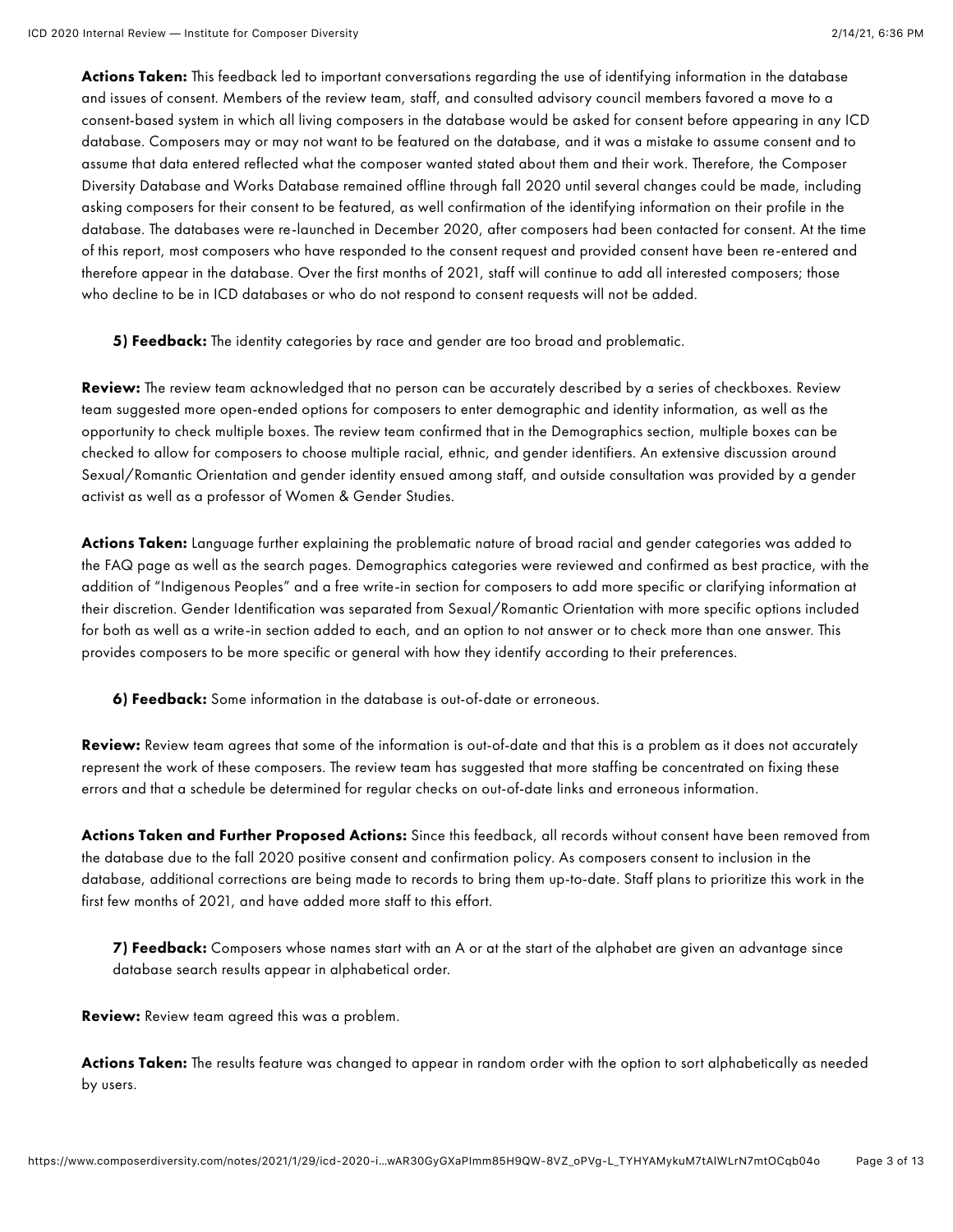**Actions Taken:** This feedback led to important conversations regarding the use of identifying information in the database and issues of consent. Members of the review team, staff, and consulted advisory council members favored a move to a consent-based system in which all living composers in the database would be asked for consent before appearing in any ICD database. Composers may or may not want to be featured on the database, and it was a mistake to assume consent and to assume that data entered reflected what the composer wanted stated about them and their work. Therefore, the Composer Diversity Database and Works Database remained offline through fall 2020 until several changes could be made, including asking composers for their consent to be featured, as well confirmation of the identifying information on their profile in the database. The databases were re-launched in December 2020, after composers had been contacted for consent. At the time of this report, most composers who have responded to the consent request and provided consent have been re-entered and therefore appear in the database. Over the first months of 2021, staff will continue to add all interested composers; those who decline to be in ICD databases or who do not respond to consent requests will not be added.

> **5) Feedback:** The identity categories by race and gender are too broad and problematic.

**Review:** The review team acknowledged that no person can be accurately described by a series of checkboxes. Review team suggested more open-ended options for composers to enter demographic and identity information, as well as the opportunity to check multiple boxes. The review team confirmed that in the Demographics section, multiple boxes can be checked to allow for composers to choose multiple racial, ethnic, and gender identifiers. An extensive discussion around Sexual/Romantic Orientation and gender identity ensued among staff, and outside consultation was provided by a gender activist as well as a professor of Women & Gender Studies.

**Actions Taken:** Language further explaining the problematic nature of broad racial and gender categories was added to the FAQ page as well as the search pages. Demographics categories were reviewed and confirmed as best practice, with the addition of "Indigenous Peoples" and a free write-in section for composers to add more specific or clarifying information at their discretion. Gender Identification was separated from Sexual/Romantic Orientation with more specific options included for both as well as a write-in section added to each, and an option to not answer or to check more than one answer. This provides composers to be more specific or general with how they identify according to their preferences.

> **6) Feedback:** Some information in the database is out-of-date or erroneous.

**Review:** Review team agrees that some of the information is out-of-date and that this is a problem as it does not accurately represent the work of these composers. The review team has suggested that more staffing be concentrated on fixing these errors and that a schedule be determined for regular checks on out-of-date links and erroneous information.

**Actions Taken and Further Proposed Actions:** Since this feedback, all records without consent have been removed from the database due to the fall 2020 positive consent and confirmation policy. As composers consent to inclusion in the database, additional corrections are being made to records to bring them up-to-date. Staff plans to prioritize this work in the first few months of 2021, and have added more staff to this effort.

> **7) Feedback:** Composers whose names start with an A or at the start of the alphabet are given an advantage since database search results appear in alphabetical order.

**Review:** Review team agreed this was a problem.

**Actions Taken:** The results feature was changed to appear in random order with the option to sort alphabetically as needed by users.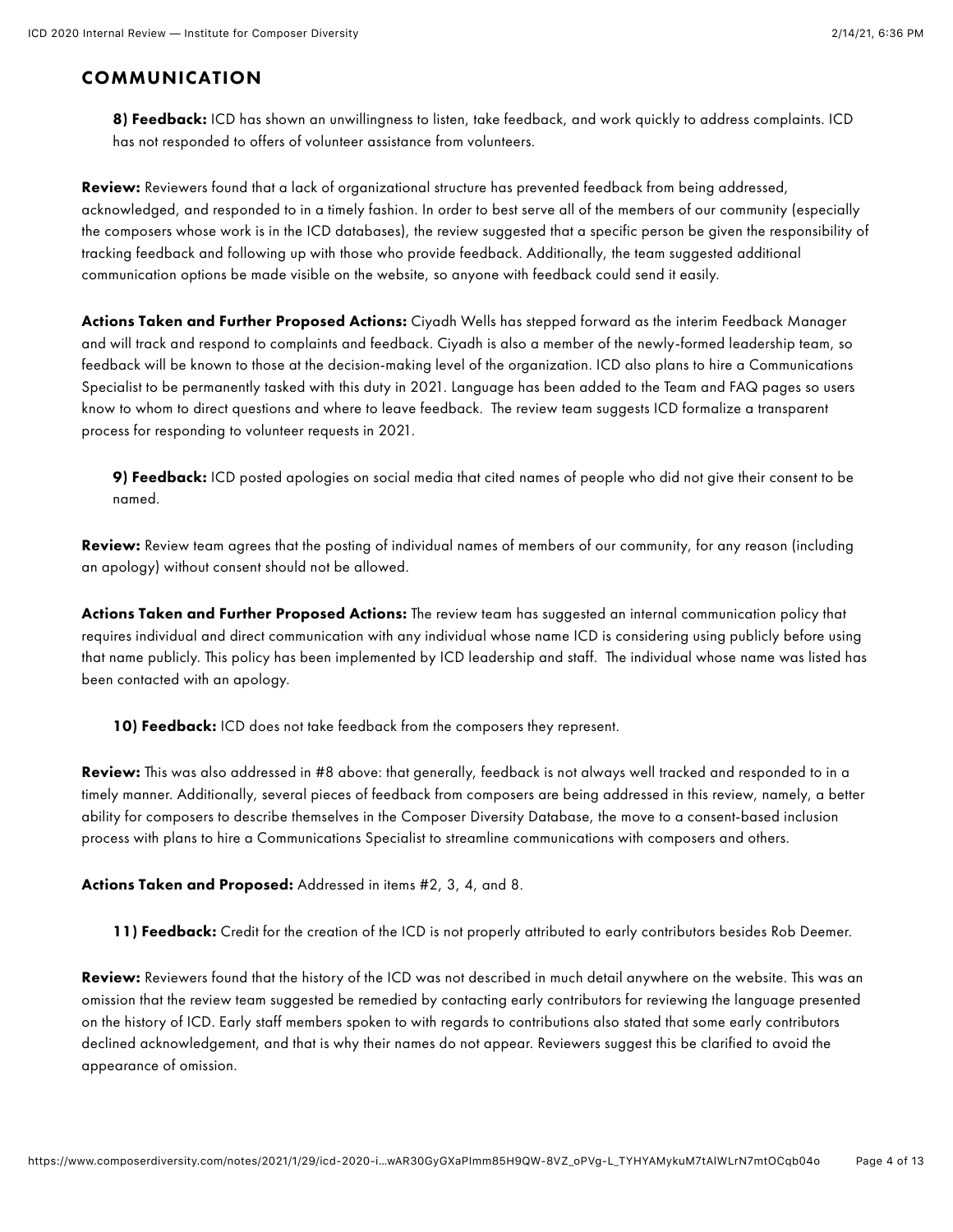## COMMUNICATION

**8) Feedback:** ICD has shown an unwillingness to listen, take feedback, and work quickly to address complaints. ICD has not responded to offers of volunteer assistance from volunteers.

**Review:** Reviewers found that a lack of organizational structure has prevented feedback from being addressed, acknowledged, and responded to in a timely fashion. In order to best serve all of the members of our community (especially the composers whose work is in the ICD databases), the review suggested that a specific person be given the responsibility of tracking feedback and following up with those who provide feedback. Additionally, the team suggested additional communication options be made visible on the website, so anyone with feedback could send it easily.

**Actions Taken and Further Proposed Actions:** Ciyadh Wells has stepped forward as the interim Feedback Manager and will track and respond to complaints and feedback. Ciyadh is also a member of the newly-formed leadership team, so feedback will be known to those at the decision-making level of the organization. ICD also plans to hire a Communications Specialist to be permanently tasked with this duty in 2021. Language has been added to the Team and FAQ pages so users know to whom to direct questions and where to leave feedback. The review team suggests ICD formalize a transparent process for responding to volunteer requests in 2021.

**9) Feedback:** ICD posted apologies on social media that cited names of people who did not give their consent to be named.

**Review:** Review team agrees that the posting of individual names of members of our community, for any reason (including an apology) without consent should not be allowed.

**Actions Taken and Further Proposed Actions:** The review team has suggested an internal communication policy that requires individual and direct communication with any individual whose name ICD is considering using publicly before using that name publicly. This policy has been implemented by ICD leadership and staff. The individual whose name was listed has been contacted with an apology.

**10) Feedback:** ICD does not take feedback from the composers they represent.

**Review:** This was also addressed in #8 above: that generally, feedback is not always well tracked and responded to in a timely manner. Additionally, several pieces of feedback from composers are being addressed in this review, namely, a better ability for composers to describe themselves in the Composer Diversity Database, the move to a consent-based inclusion process with plans to hire a Communications Specialist to streamline communications with composers and others.

**Actions Taken and Proposed:** Addressed in items #2, 3, 4, and 8.

**11) Feedback:** Credit for the creation of the ICD is not properly attributed to early contributors besides Rob Deemer.

**Review:** Reviewers found that the history of the ICD was not described in much detail anywhere on the website. This was an omission that the review team suggested be remedied by contacting early contributors for reviewing the language presented on the history of ICD. Early staff members spoken to with regards to contributions also stated that some early contributors declined acknowledgement, and that is why their names do not appear. Reviewers suggest this be clarified to avoid the appearance of omission.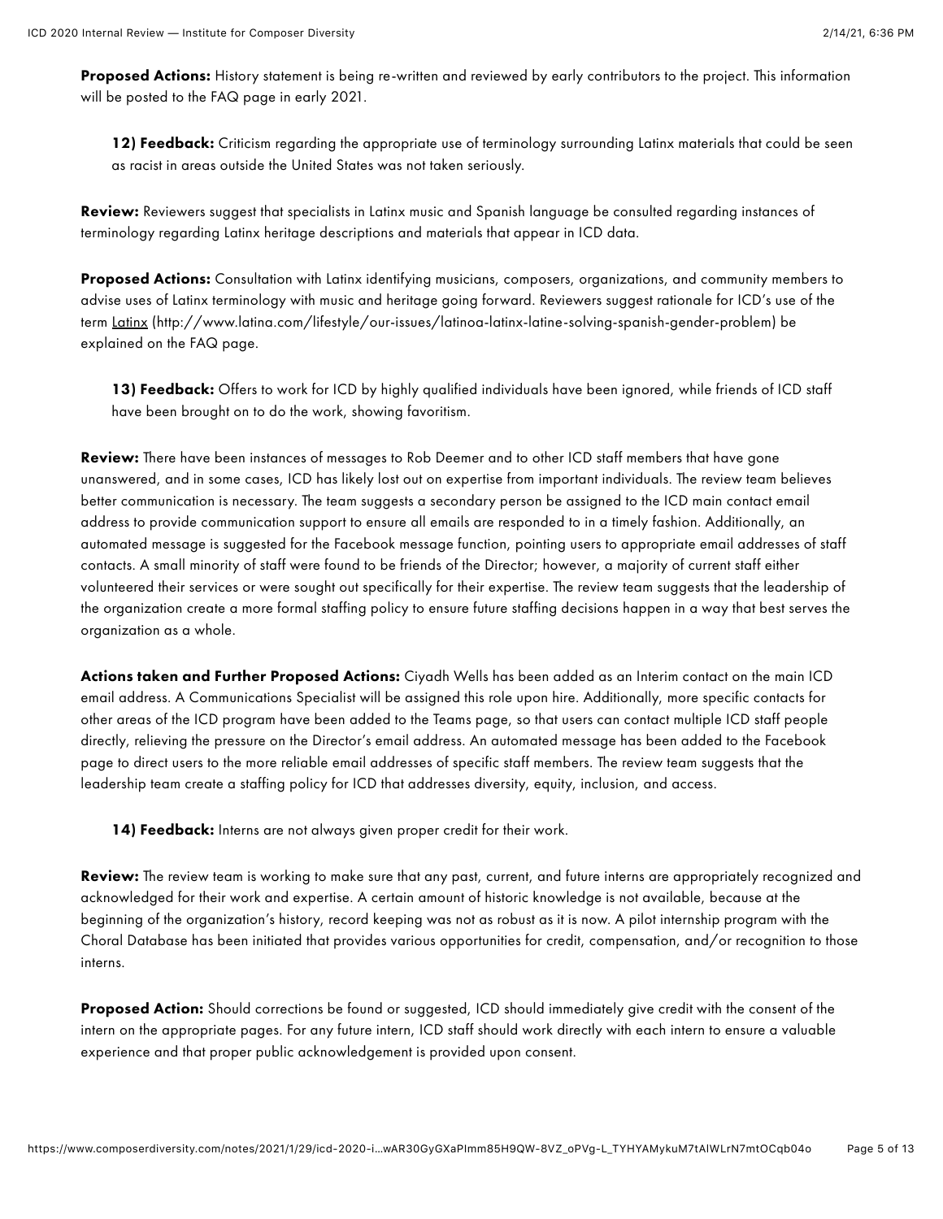**Proposed Actions:** History statement is being re-written and reviewed by early contributors to the project. This information will be posted to the FAQ page in early 2021.

> **12) Feedback:** Criticism regarding the appropriate use of terminology surrounding Latinx materials that could be seen as racist in areas outside the United States was not taken seriously.

**Review:** Reviewers suggest that specialists in Latinx music and Spanish language be consulted regarding instances of terminology regarding Latinx heritage descriptions and materials that appear in ICD data.

**Proposed Actions:** Consultation with Latinx identifying musicians, composers, organizations, and community members to advise uses of Latinx terminology with music and heritage going forward. Reviewers suggest rationale for ICD's use of the term Latinx (http://www.latina.com/lifestyle/our-issues/latinoa-latinx-latine-solving-spanish-gender-problem) be explained on the FAQ page.

> **13) Feedback:** Offers to work for ICD by highly qualified individuals have been ignored, while friends of ICD staff have been brought on to do the work, showing favoritism.

**Review:** There have been instances of messages to Rob Deemer and to other ICD staff members that have gone unanswered, and in some cases, ICD has likely lost out on expertise from important individuals. The review team believes better communication is necessary. The team suggests a secondary person be assigned to the ICD main contact email address to provide communication support to ensure all emails are responded to in a timely fashion. Additionally, an automated message is suggested for the Facebook message function, pointing users to appropriate email addresses of staff contacts. A small minority of staff were found to be friends of the Director; however, a majority of current staff either volunteered their services or were sought out specifically for their expertise. The review team suggests that the leadership of the organization create a more formal staffing policy to ensure future staffing decisions happen in a way that best serves the organization as a whole.

**Actions taken and Further Proposed Actions:** Ciyadh Wells has been added as an Interim contact on the main ICD email address. A Communications Specialist will be assigned this role upon hire. Additionally, more specific contacts for other areas of the ICD program have been added to the Teams page, so that users can contact multiple ICD staff people directly, relieving the pressure on the Director's email address. An automated message has been added to the Facebook page to direct users to the more reliable email addresses of specific staff members. The review team suggests that the leadership team create a staffing policy for ICD that addresses diversity, equity, inclusion, and access.

> **14) Feedback:** Interns are not always given proper credit for their work.

**Review:** The review team is working to make sure that any past, current, and future interns are appropriately recognized and acknowledged for their work and expertise. A certain amount of historic knowledge is not available, because at the beginning of the organization's history, record keeping was not as robust as it is now. A pilot internship program with the Choral Database has been initiated that provides various opportunities for credit, compensation, and/or recognition to those interns.

**Proposed Action:** Should corrections be found or suggested, ICD should immediately give credit with the consent of the intern on the appropriate pages. For any future intern, ICD staff should work directly with each intern to ensure a valuable experience and that proper public acknowledgement is provided upon consent.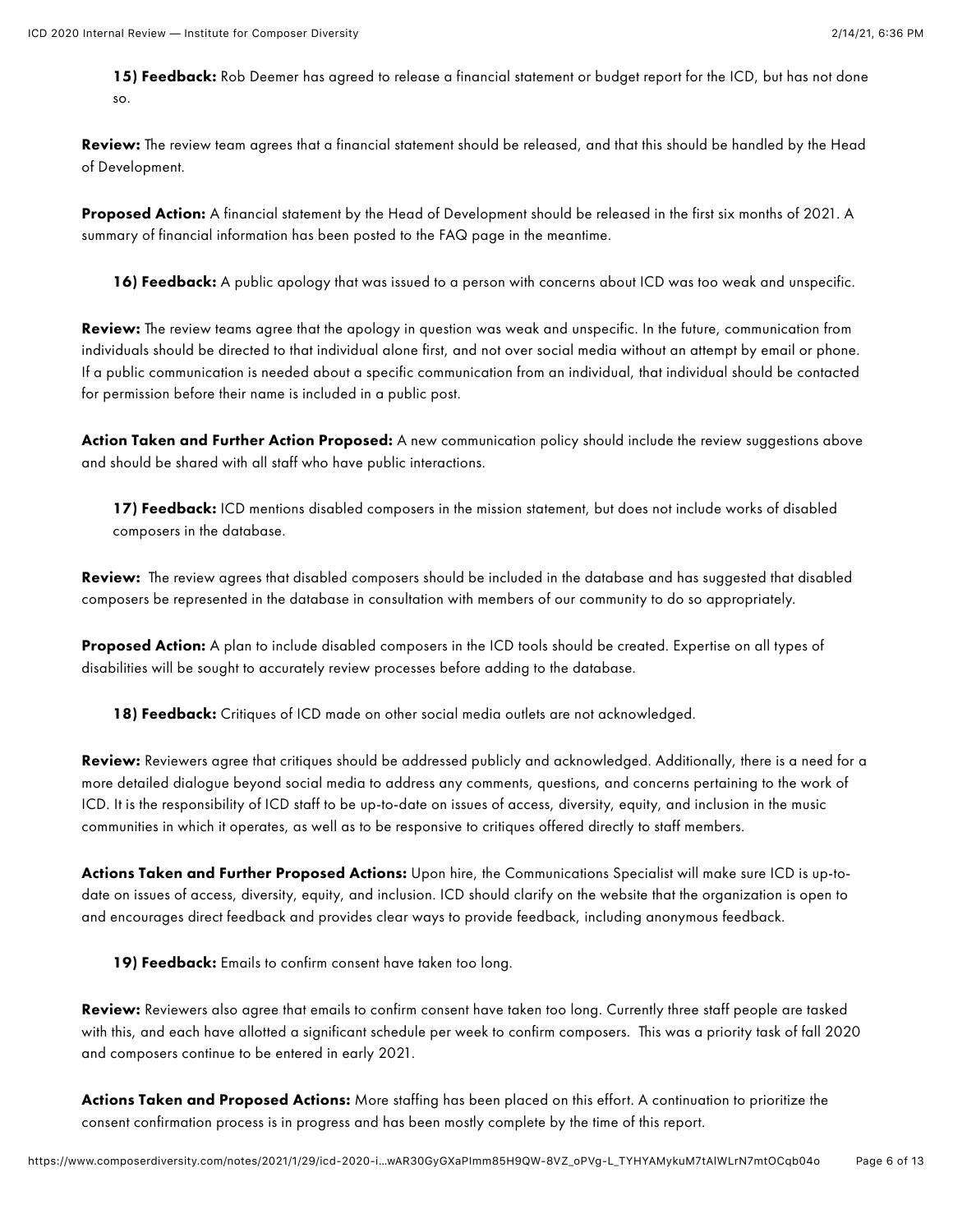**15) Feedback:** Rob Deemer has agreed to release a financial statement or budget report for the ICD, but has not done so.

**Review:** The review team agrees that a financial statement should be released, and that this should be handled by the Head of Development.

**Proposed Action:** A financial statement by the Head of Development should be released in the first six months of 2021. A summary of financial information has been posted to the FAQ page in the meantime.

**16) Feedback:** A public apology that was issued to a person with concerns about ICD was too weak and unspecific.

**Review:** The review teams agree that the apology in question was weak and unspecific. In the future, communication from individuals should be directed to that individual alone first, and not over social media without an attempt by email or phone. If a public communication is needed about a specific communication from an individual, that individual should be contacted for permission before their name is included in a public post.

**Action Taken and Further Action Proposed:** A new communication policy should include the review suggestions above and should be shared with all staff who have public interactions.

**17) Feedback:** ICD mentions disabled composers in the mission statement, but does not include works of disabled composers in the database.

**Review:** The review agrees that disabled composers should be included in the database and has suggested that disabled composers be represented in the database in consultation with members of our community to do so appropriately.

**Proposed Action:** A plan to include disabled composers in the ICD tools should be created. Expertise on all types of disabilities will be sought to accurately review processes before adding to the database.

**18) Feedback:** Critiques of ICD made on other social media outlets are not acknowledged.

**Review:** Reviewers agree that critiques should be addressed publicly and acknowledged. Additionally, there is a need for a more detailed dialogue beyond social media to address any comments, questions, and concerns pertaining to the work of ICD. It is the responsibility of ICD staff to be up-to-date on issues of access, diversity, equity, and inclusion in the music communities in which it operates, as well as to be responsive to critiques offered directly to staff members.

**Actions Taken and Further Proposed Actions:** Upon hire, the Communications Specialist will make sure ICD is up-to-date on issues of access, diversity, equity, and inclusion. ICD should clarify on the website that the organization is open to and encourages direct feedback and provides clear ways to provide feedback, including anonymous feedback.

**19) Feedback:** Emails to confirm consent have taken too long.

**Review:** Reviewers also agree that emails to confirm consent have taken too long. Currently three staff people are tasked with this, and each have allotted a significant schedule per week to confirm composers. This was a priority task of fall 2020 and composers continue to be entered in early 2021.

**Actions Taken and Proposed Actions:** More staffing has been placed on this effort. A continuation to prioritize the consent confirmation process is in progress and has been mostly complete by the time of this report.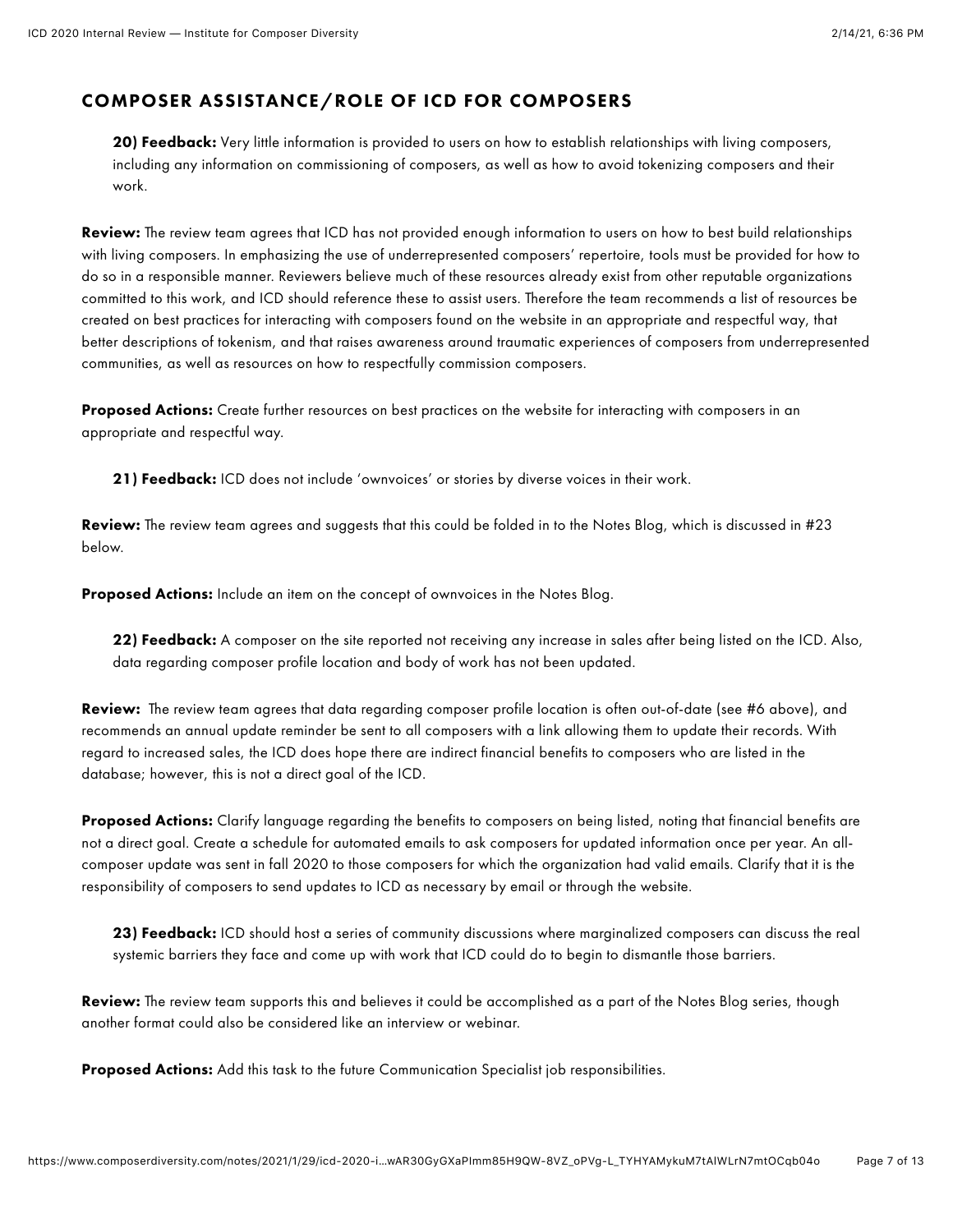## COMPOSER ASSISTANCE/ROLE OF ICD FOR COMPOSERS

**20) Feedback:** Very little information is provided to users on how to establish relationships with living composers, including any information on commissioning of composers, as well as how to avoid tokenizing composers and their work.

**Review:** The review team agrees that ICD has not provided enough information to users on how to best build relationships with living composers. In emphasizing the use of underrepresented composers' repertoire, tools must be provided for how to do so in a responsible manner. Reviewers believe much of these resources already exist from other reputable organizations committed to this work, and ICD should reference these to assist users. Therefore the team recommends a list of resources be created on best practices for interacting with composers found on the website in an appropriate and respectful way, that better descriptions of tokenism, and that raises awareness around traumatic experiences of composers from underrepresented communities, as well as resources on how to respectfully commission composers.

**Proposed Actions:** Create further resources on best practices on the website for interacting with composers in an appropriate and respectful way.

**21) Feedback:** ICD does not include 'ownvoices' or stories by diverse voices in their work.

**Review:** The review team agrees and suggests that this could be folded in to the Notes Blog, which is discussed in #23 below.

**Proposed Actions:** Include an item on the concept of ownvoices in the Notes Blog.

**22) Feedback:** A composer on the site reported not receiving any increase in sales after being listed on the ICD. Also, data regarding composer profile location and body of work has not been updated.

**Review:** The review team agrees that data regarding composer profile location is often out-of-date (see #6 above), and recommends an annual update reminder be sent to all composers with a link allowing them to update their records. With regard to increased sales, the ICD does hope there are indirect financial benefits to composers who are listed in the database; however, this is not a direct goal of the ICD.

**Proposed Actions:** Clarify language regarding the benefits to composers on being listed, noting that financial benefits are not a direct goal. Create a schedule for automated emails to ask composers for updated information once per year. An all-composer update was sent in fall 2020 to those composers for which the organization had valid emails. Clarify that it is the responsibility of composers to send updates to ICD as necessary by email or through the website.

**23) Feedback:** ICD should host a series of community discussions where marginalized composers can discuss the real systemic barriers they face and come up with work that ICD could do to begin to dismantle those barriers.

**Review:** The review team supports this and believes it could be accomplished as a part of the Notes Blog series, though another format could also be considered like an interview or webinar.

**Proposed Actions:** Add this task to the future Communication Specialist job responsibilities.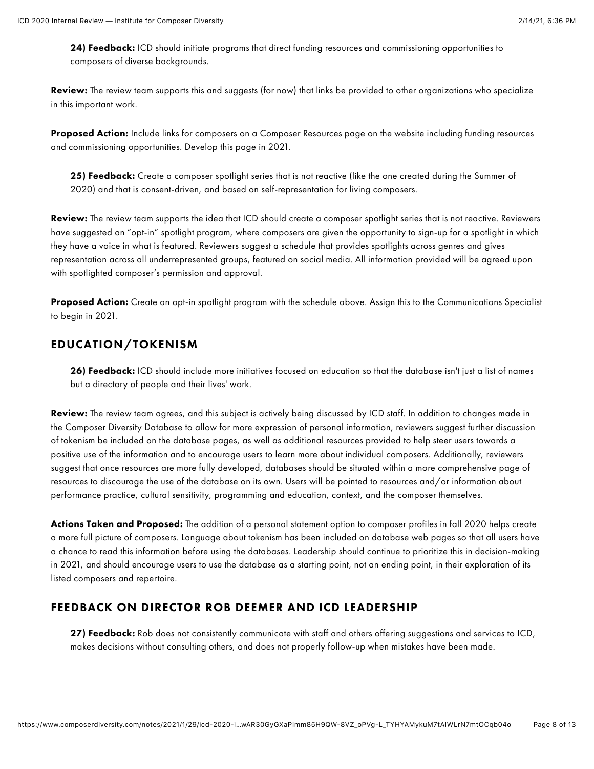> **24) Feedback:** ICD should initiate programs that direct funding resources and commissioning opportunities to composers of diverse backgrounds.

**Review:** The review team supports this and suggests (for now) that links be provided to other organizations who specialize in this important work.

**Proposed Action:** Include links for composers on a Composer Resources page on the website including funding resources and commissioning opportunities. Develop this page in 2021.

> **25) Feedback:** Create a composer spotlight series that is not reactive (like the one created during the Summer of 2020) and that is consent-driven, and based on self-representation for living composers.

**Review:** The review team supports the idea that ICD should create a composer spotlight series that is not reactive. Reviewers have suggested an "opt-in" spotlight program, where composers are given the opportunity to sign-up for a spotlight in which they have a voice in what is featured. Reviewers suggest a schedule that provides spotlights across genres and gives representation across all underrepresented groups, featured on social media. All information provided will be agreed upon with spotlighted composer's permission and approval.

**Proposed Action:** Create an opt-in spotlight program with the schedule above. Assign this to the Communications Specialist to begin in 2021.

## EDUCATION/TOKENISM

> **26) Feedback:** ICD should include more initiatives focused on education so that the database isn't just a list of names but a directory of people and their lives' work.

**Review:** The review team agrees, and this subject is actively being discussed by ICD staff. In addition to changes made in the Composer Diversity Database to allow for more expression of personal information, reviewers suggest further discussion of tokenism be included on the database pages, as well as additional resources provided to help steer users towards a positive use of the information and to encourage users to learn more about individual composers. Additionally, reviewers suggest that once resources are more fully developed, databases should be situated within a more comprehensive page of resources to discourage the use of the database on its own. Users will be pointed to resources and/or information about performance practice, cultural sensitivity, programming and education, context, and the composer themselves.

**Actions Taken and Proposed:** The addition of a personal statement option to composer profiles in fall 2020 helps create a more full picture of composers. Language about tokenism has been included on database web pages so that all users have a chance to read this information before using the databases. Leadership should continue to prioritize this in decision-making in 2021, and should encourage users to use the database as a starting point, not an ending point, in their exploration of its listed composers and repertoire.

## FEEDBACK ON DIRECTOR ROB DEEMER AND ICD LEADERSHIP

> **27) Feedback:** Rob does not consistently communicate with staff and others offering suggestions and services to ICD, makes decisions without consulting others, and does not properly follow-up when mistakes have been made.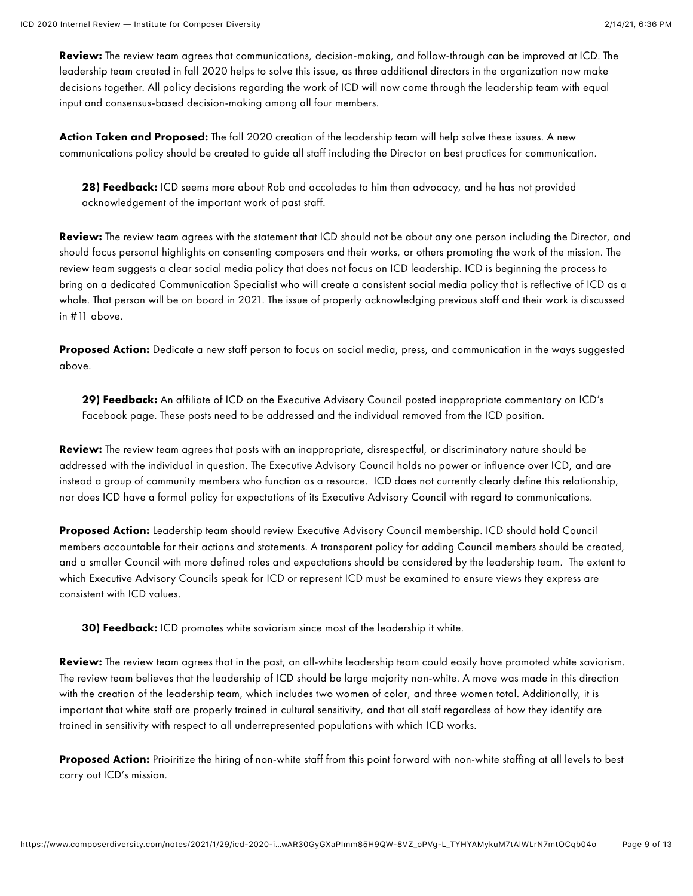**Review:** The review team agrees that communications, decision-making, and follow-through can be improved at ICD. The leadership team created in fall 2020 helps to solve this issue, as three additional directors in the organization now make decisions together. All policy decisions regarding the work of ICD will now come through the leadership team with equal input and consensus-based decision-making among all four members.

**Action Taken and Proposed:** The fall 2020 creation of the leadership team will help solve these issues. A new communications policy should be created to guide all staff including the Director on best practices for communication.

> **28) Feedback:** ICD seems more about Rob and accolades to him than advocacy, and he has not provided acknowledgement of the important work of past staff.

**Review:** The review team agrees with the statement that ICD should not be about any one person including the Director, and should focus personal highlights on consenting composers and their works, or others promoting the work of the mission. The review team suggests a clear social media policy that does not focus on ICD leadership. ICD is beginning the process to bring on a dedicated Communication Specialist who will create a consistent social media policy that is reflective of ICD as a whole. That person will be on board in 2021. The issue of properly acknowledging previous staff and their work is discussed in #11 above.

**Proposed Action:** Dedicate a new staff person to focus on social media, press, and communication in the ways suggested above.

> **29) Feedback:** An affiliate of ICD on the Executive Advisory Council posted inappropriate commentary on ICD's Facebook page. These posts need to be addressed and the individual removed from the ICD position.

**Review:** The review team agrees that posts with an inappropriate, disrespectful, or discriminatory nature should be addressed with the individual in question. The Executive Advisory Council holds no power or influence over ICD, and are instead a group of community members who function as a resource. ICD does not currently clearly define this relationship, nor does ICD have a formal policy for expectations of its Executive Advisory Council with regard to communications.

**Proposed Action:** Leadership team should review Executive Advisory Council membership. ICD should hold Council members accountable for their actions and statements. A transparent policy for adding Council members should be created, and a smaller Council with more defined roles and expectations should be considered by the leadership team. The extent to which Executive Advisory Councils speak for ICD or represent ICD must be examined to ensure views they express are consistent with ICD values.

> **30) Feedback:** ICD promotes white saviorism since most of the leadership it white.

**Review:** The review team agrees that in the past, an all-white leadership team could easily have promoted white saviorism. The review team believes that the leadership of ICD should be large majority non-white. A move was made in this direction with the creation of the leadership team, which includes two women of color, and three women total. Additionally, it is important that white staff are properly trained in cultural sensitivity, and that all staff regardless of how they identify are trained in sensitivity with respect to all underrepresented populations with which ICD works.

**Proposed Action:** Prioiritize the hiring of non-white staff from this point forward with non-white staffing at all levels to best carry out ICD's mission.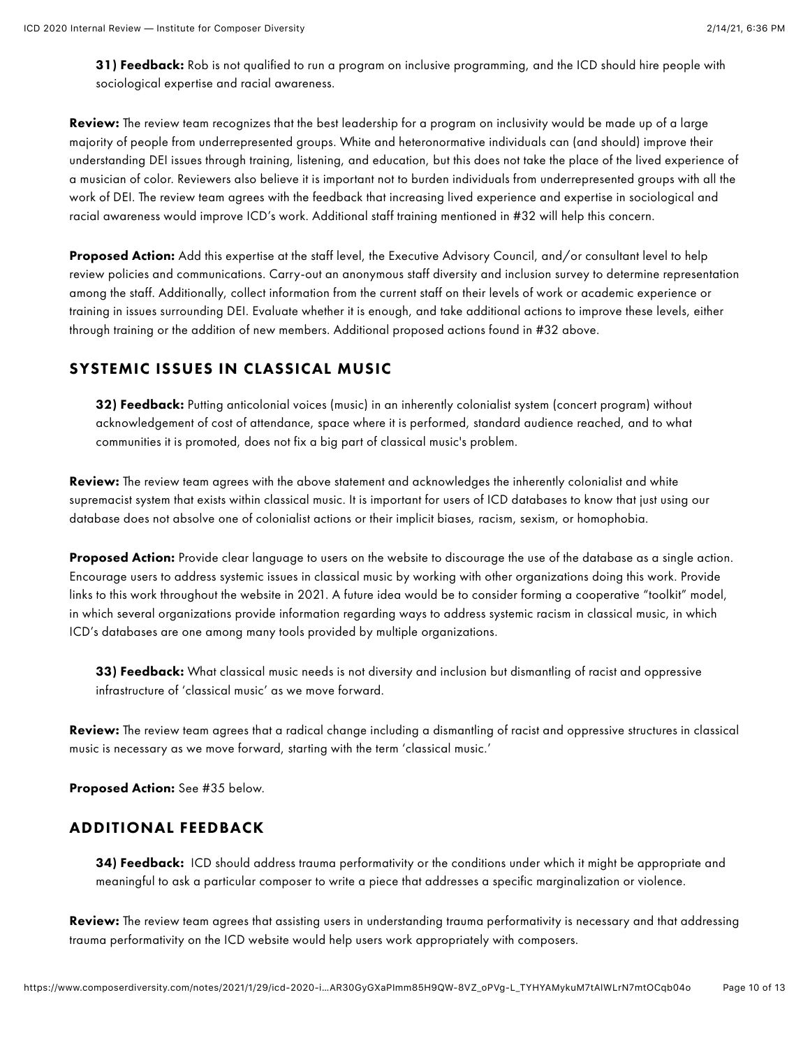**31) Feedback:** Rob is not qualified to run a program on inclusive programming, and the ICD should hire people with sociological expertise and racial awareness.

**Review:** The review team recognizes that the best leadership for a program on inclusivity would be made up of a large majority of people from underrepresented groups. White and heteronormative individuals can (and should) improve their understanding DEI issues through training, listening, and education, but this does not take the place of the lived experience of a musician of color. Reviewers also believe it is important not to burden individuals from underrepresented groups with all the work of DEI. The review team agrees with the feedback that increasing lived experience and expertise in sociological and racial awareness would improve ICD's work. Additional staff training mentioned in #32 will help this concern.

**Proposed Action:** Add this expertise at the staff level, the Executive Advisory Council, and/or consultant level to help review policies and communications. Carry-out an anonymous staff diversity and inclusion survey to determine representation among the staff. Additionally, collect information from the current staff on their levels of work or academic experience or training in issues surrounding DEI. Evaluate whether it is enough, and take additional actions to improve these levels, either through training or the addition of new members. Additional proposed actions found in #32 above.

## SYSTEMIC ISSUES IN CLASSICAL MUSIC

**32) Feedback:** Putting anticolonial voices (music) in an inherently colonialist system (concert program) without acknowledgement of cost of attendance, space where it is performed, standard audience reached, and to what communities it is promoted, does not fix a big part of classical music's problem.

**Review:** The review team agrees with the above statement and acknowledges the inherently colonialist and white supremacist system that exists within classical music. It is important for users of ICD databases to know that just using our database does not absolve one of colonialist actions or their implicit biases, racism, sexism, or homophobia.

**Proposed Action:** Provide clear language to users on the website to discourage the use of the database as a single action. Encourage users to address systemic issues in classical music by working with other organizations doing this work. Provide links to this work throughout the website in 2021. A future idea would be to consider forming a cooperative "toolkit" model, in which several organizations provide information regarding ways to address systemic racism in classical music, in which ICD's databases are one among many tools provided by multiple organizations.

**33) Feedback:** What classical music needs is not diversity and inclusion but dismantling of racist and oppressive infrastructure of 'classical music' as we move forward.

**Review:** The review team agrees that a radical change including a dismantling of racist and oppressive structures in classical music is necessary as we move forward, starting with the term 'classical music.'

**Proposed Action:** See #35 below.

## ADDITIONAL FEEDBACK

**34) Feedback:** ICD should address trauma performativity or the conditions under which it might be appropriate and meaningful to ask a particular composer to write a piece that addresses a specific marginalization or violence.

**Review:** The review team agrees that assisting users in understanding trauma performativity is necessary and that addressing trauma performativity on the ICD website would help users work appropriately with composers.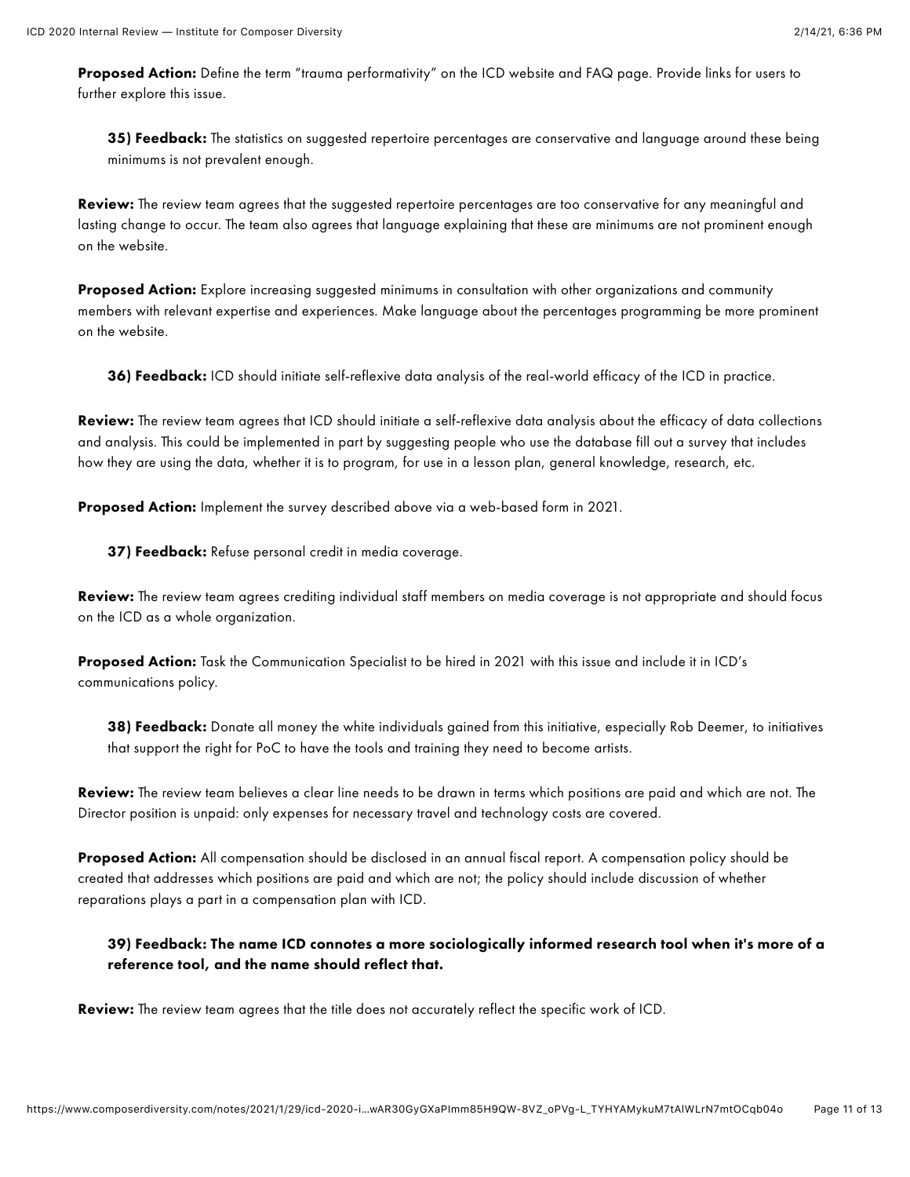**Proposed Action:** Define the term "trauma performativity" on the ICD website and FAQ page. Provide links for users to further explore this issue.

**35) Feedback:** The statistics on suggested repertoire percentages are conservative and language around these being minimums is not prevalent enough.

**Review:** The review team agrees that the suggested repertoire percentages are too conservative for any meaningful and lasting change to occur. The team also agrees that language explaining that these are minimums are not prominent enough on the website.

**Proposed Action:** Explore increasing suggested minimums in consultation with other organizations and community members with relevant expertise and experiences. Make language about the percentages programming be more prominent on the website.

**36) Feedback:** ICD should initiate self-reflexive data analysis of the real-world efficacy of the ICD in practice.

**Review:** The review team agrees that ICD should initiate a self-reflexive data analysis about the efficacy of data collections and analysis. This could be implemented in part by suggesting people who use the database fill out a survey that includes how they are using the data, whether it is to program, for use in a lesson plan, general knowledge, research, etc.

**Proposed Action:** Implement the survey described above via a web-based form in 2021.

**37) Feedback:** Refuse personal credit in media coverage.

**Review:** The review team agrees crediting individual staff members on media coverage is not appropriate and should focus on the ICD as a whole organization.

**Proposed Action:** Task the Communication Specialist to be hired in 2021 with this issue and include it in ICD's communications policy.

**38) Feedback:** Donate all money the white individuals gained from this initiative, especially Rob Deemer, to initiatives that support the right for PoC to have the tools and training they need to become artists.

**Review:** The review team believes a clear line needs to be drawn in terms which positions are paid and which are not. The Director position is unpaid: only expenses for necessary travel and technology costs are covered.

**Proposed Action:** All compensation should be disclosed in an annual fiscal report. A compensation policy should be created that addresses which positions are paid and which are not; the policy should include discussion of whether reparations plays a part in a compensation plan with ICD.

**39) Feedback: The name ICD connotes a more sociologically informed research tool when it's more of a reference tool, and the name should reflect that.**

**Review:** The review team agrees that the title does not accurately reflect the specific work of ICD.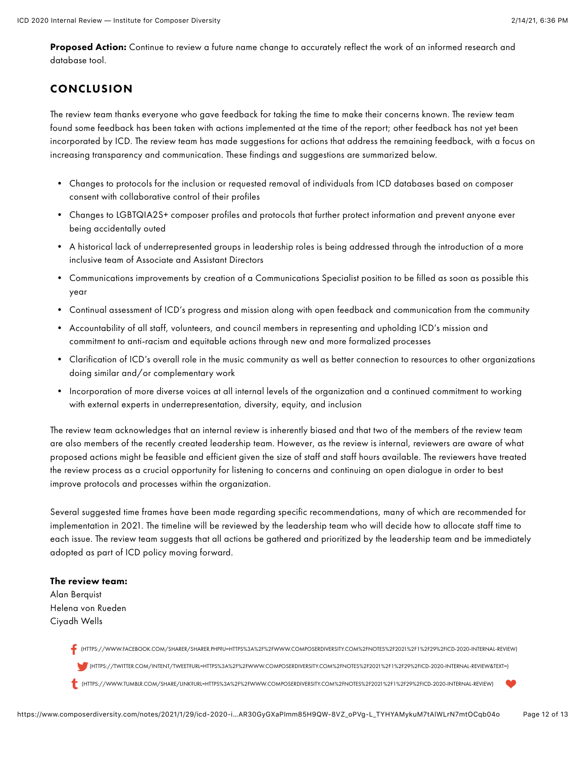**Proposed Action:** Continue to review a future name change to accurately reflect the work of an informed research and database tool.

## CONCLUSION

The review team thanks everyone who gave feedback for taking the time to make their concerns known. The review team found some feedback has been taken with actions implemented at the time of the report; other feedback has not yet been incorporated by ICD. The review team has made suggestions for actions that address the remaining feedback, with a focus on increasing transparency and communication. These findings and suggestions are summarized below.

- Changes to protocols for the inclusion or requested removal of individuals from ICD databases based on composer consent with collaborative control of their profiles
- Changes to LGBTQIA2S+ composer profiles and protocols that further protect information and prevent anyone ever being accidentally outed
- A historical lack of underrepresented groups in leadership roles is being addressed through the introduction of a more inclusive team of Associate and Assistant Directors
- Communications improvements by creation of a Communications Specialist position to be filled as soon as possible this year
- Continual assessment of ICD's progress and mission along with open feedback and communication from the community
- Accountability of all staff, volunteers, and council members in representing and upholding ICD's mission and commitment to anti-racism and equitable actions through new and more formalized processes
- Clarification of ICD's overall role in the music community as well as better connection to resources to other organizations doing similar and/or complementary work
- Incorporation of more diverse voices at all internal levels of the organization and a continued commitment to working with external experts in underrepresentation, diversity, equity, and inclusion

The review team acknowledges that an internal review is inherently biased and that two of the members of the review team are also members of the recently created leadership team. However, as the review is internal, reviewers are aware of what proposed actions might be feasible and efficient given the size of staff and staff hours available. The reviewers have treated the review process as a crucial opportunity for listening to concerns and continuing an open dialogue in order to best improve protocols and processes within the organization.

Several suggested time frames have been made regarding specific recommendations, many of which are recommended for implementation in 2021. The timeline will be reviewed by the leadership team who will decide how to allocate staff time to each issue. The review team suggests that all actions be gathered and prioritized by the leadership team and be immediately adopted as part of ICD policy moving forward.

**The review team:**
Alan Berquist
Helena von Rueden
Ciyadh Wells

(HTTPS://WWW.FACEBOOK.COM/SHARER/SHARER.PHP?U=HTTPS%3A%2F%2FWWW.COMPOSERDIVERSITY.COM%2FNOTES%2F2021%2F1%2F29%2FICD-2020-INTERNAL-REVIEW)

(HTTPS://TWITTER.COM/INTENT/TWEET?URL=HTTPS%3A%2F%2FWWW.COMPOSERDIVERSITY.COM%2FNOTES%2F2021%2F1%2F29%2FICD-2020-INTERNAL-REVIEW&TEXT=)

(HTTPS://WWW.TUMBLR.COM/SHARE/LINK?URL=HTTPS%3A%2F%2FWWW.COMPOSERDIVERSITY.COM%2FNOTES%2F2021%2F1%2F29%2FICD-2020-INTERNAL-REVIEW)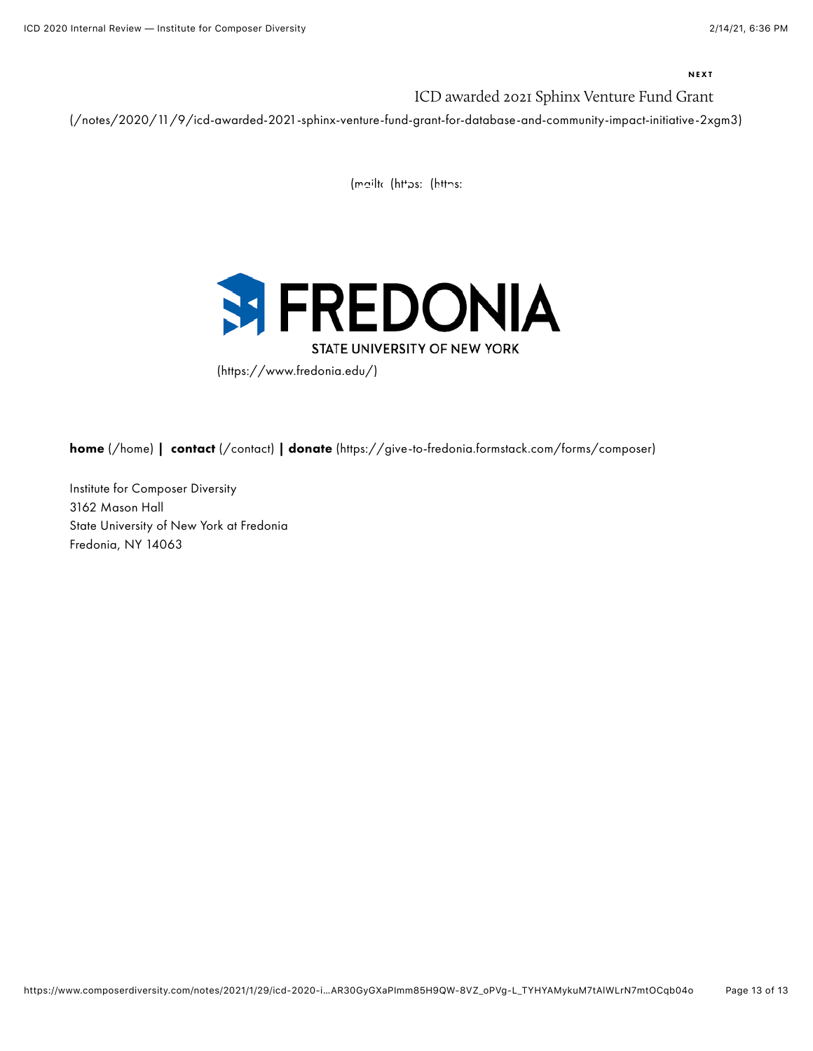**NEXT**

ICD awarded 2021 Sphinx Venture Fund Grant

(/notes/2020/11/9/icd-awarded-2021-sphinx-venture-fund-grant-for-database-and-community-impact-initiative-2xgm3)

(mailto (https: (https:

FREDONIA
STATE UNIVERSITY OF NEW YORK

(https://www.fredonia.edu/)

**home** (/home) **|** **contact** (/contact) **| donate** (https://give-to-fredonia.formstack.com/forms/composer)

Institute for Composer Diversity
3162 Mason Hall
State University of New York at Fredonia
Fredonia, NY 14063